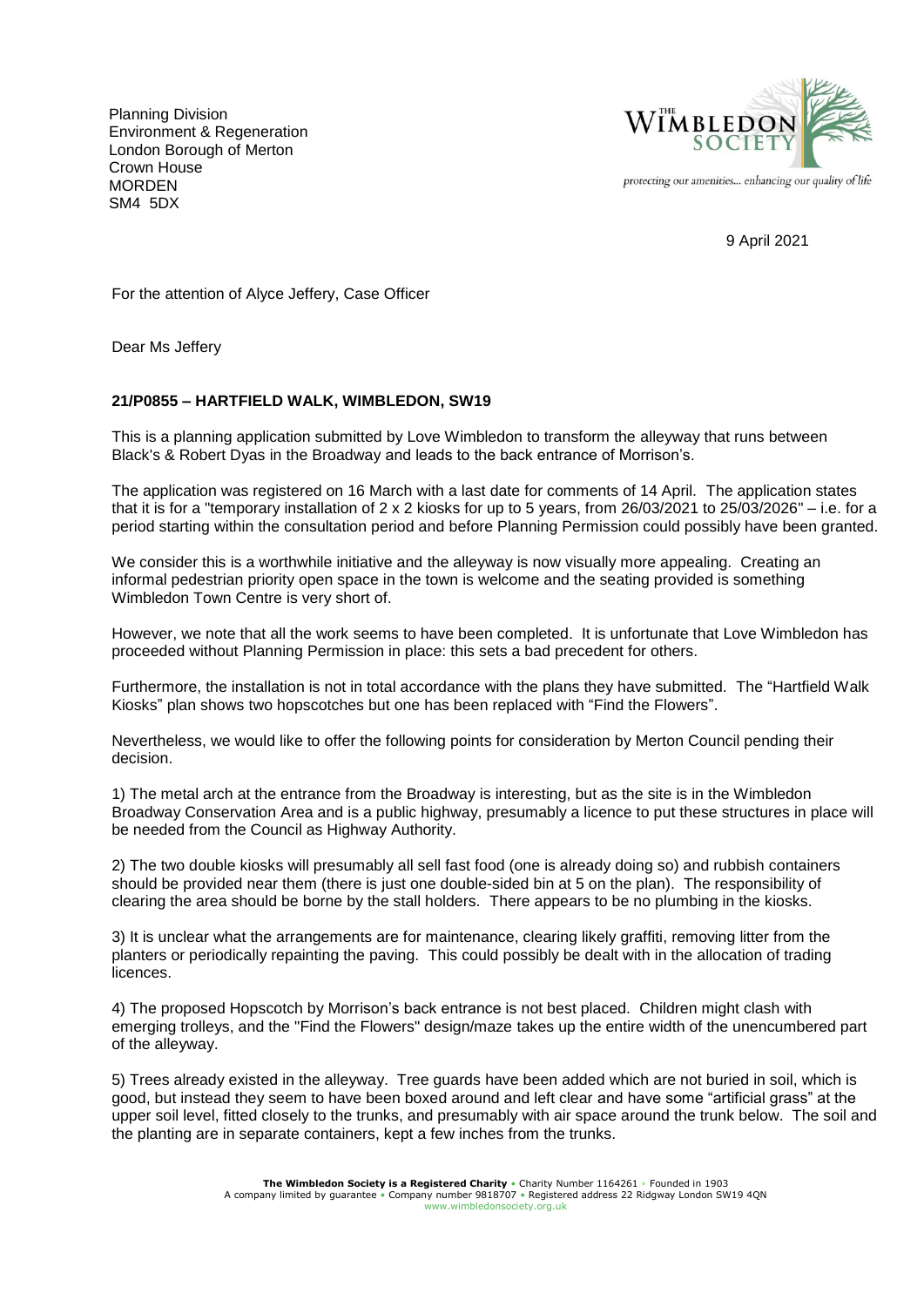Planning Division
Environment & Regeneration
London Borough of Merton
Crown House
MORDEN
SM4 5DX

THE WIMBLEDON SOCIETY

protecting our amenities... enhancing our quality of life

9 April 2021

For the attention of Alyce Jeffery, Case Officer

Dear Ms Jeffery

**21/P0855 – HARTFIELD WALK, WIMBLEDON, SW19**

This is a planning application submitted by Love Wimbledon to transform the alleyway that runs between Black's & Robert Dyas in the Broadway and leads to the back entrance of Morrison's.

The application was registered on 16 March with a last date for comments of 14 April. The application states that it is for a "temporary installation of 2 x 2 kiosks for up to 5 years, from 26/03/2021 to 25/03/2026" – i.e. for a period starting within the consultation period and before Planning Permission could possibly have been granted.

We consider this is a worthwhile initiative and the alleyway is now visually more appealing. Creating an informal pedestrian priority open space in the town is welcome and the seating provided is something Wimbledon Town Centre is very short of.

However, we note that all the work seems to have been completed. It is unfortunate that Love Wimbledon has proceeded without Planning Permission in place: this sets a bad precedent for others.

Furthermore, the installation is not in total accordance with the plans they have submitted. The "Hartfield Walk Kiosks" plan shows two hopscotches but one has been replaced with "Find the Flowers".

Nevertheless, we would like to offer the following points for consideration by Merton Council pending their decision.

1) The metal arch at the entrance from the Broadway is interesting, but as the site is in the Wimbledon Broadway Conservation Area and is a public highway, presumably a licence to put these structures in place will be needed from the Council as Highway Authority.

2) The two double kiosks will presumably all sell fast food (one is already doing so) and rubbish containers should be provided near them (there is just one double-sided bin at 5 on the plan). The responsibility of clearing the area should be borne by the stall holders. There appears to be no plumbing in the kiosks.

3) It is unclear what the arrangements are for maintenance, clearing likely graffiti, removing litter from the planters or periodically repainting the paving. This could possibly be dealt with in the allocation of trading licences.

4) The proposed Hopscotch by Morrison's back entrance is not best placed. Children might clash with emerging trolleys, and the "Find the Flowers" design/maze takes up the entire width of the unencumbered part of the alleyway.

5) Trees already existed in the alleyway. Tree guards have been added which are not buried in soil, which is good, but instead they seem to have been boxed around and left clear and have some "artificial grass" at the upper soil level, fitted closely to the trunks, and presumably with air space around the trunk below. The soil and the planting are in separate containers, kept a few inches from the trunks.

**The Wimbledon Society is a Registered Charity** • Charity Number 1164261 • Founded in 1903
A company limited by guarantee • Company number 9818707 • Registered address 22 Ridgway London SW19 4QN
www.wimbledonsociety.org.uk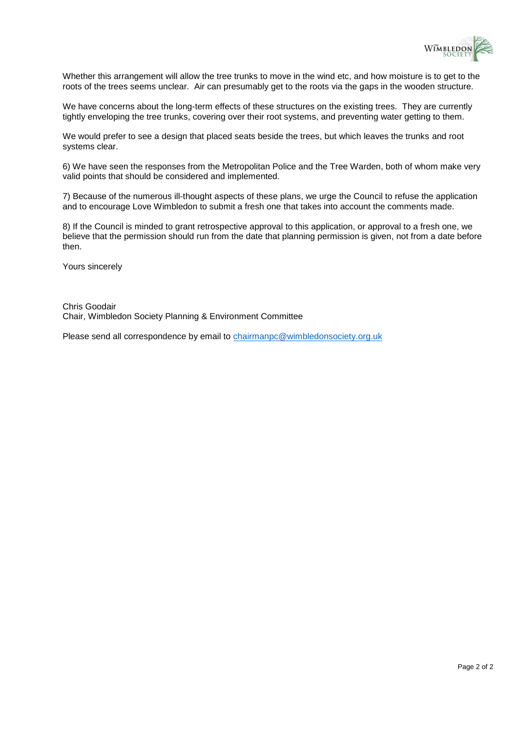Whether this arrangement will allow the tree trunks to move in the wind etc, and how moisture is to get to the roots of the trees seems unclear. Air can presumably get to the roots via the gaps in the wooden structure.

We have concerns about the long-term effects of these structures on the existing trees. They are currently tightly enveloping the tree trunks, covering over their root systems, and preventing water getting to them.

We would prefer to see a design that placed seats beside the trees, but which leaves the trunks and root systems clear.

6) We have seen the responses from the Metropolitan Police and the Tree Warden, both of whom make very valid points that should be considered and implemented.

7) Because of the numerous ill-thought aspects of these plans, we urge the Council to refuse the application and to encourage Love Wimbledon to submit a fresh one that takes into account the comments made.

8) If the Council is minded to grant retrospective approval to this application, or approval to a fresh one, we believe that the permission should run from the date that planning permission is given, not from a date before then.

Yours sincerely

Chris Goodair
Chair, Wimbledon Society Planning & Environment Committee

Please send all correspondence by email to chairmanpc@wimbledonsociety.org.uk